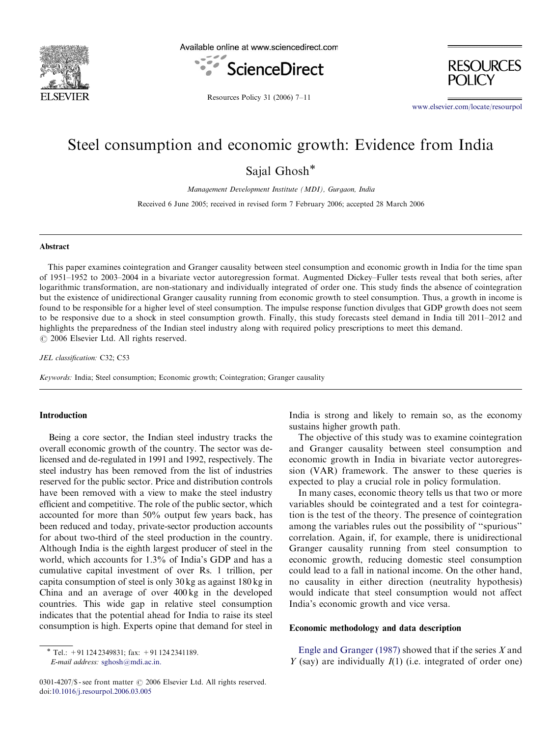# Steel consumption and economic growth: Evidence from India

Sajal Ghosh*

*Management Development Institute (MDI), Gurgaon, India*

Received 6 June 2005; received in revised form 7 February 2006; accepted 28 March 2006

## Abstract

This paper examines cointegration and Granger causality between steel consumption and economic growth in India for the time span of 1951–1952 to 2003–2004 in a bivariate vector autoregression format. Augmented Dickey–Fuller tests reveal that both series, after logarithmic transformation, are non-stationary and individually integrated of order one. This study finds the absence of cointegration but the existence of unidirectional Granger causality running from economic growth to steel consumption. Thus, a growth in income is found to be responsible for a higher level of steel consumption. The impulse response function divulges that GDP growth does not seem to be responsive due to a shock in steel consumption growth. Finally, this study forecasts steel demand in India till 2011–2012 and highlights the preparedness of the Indian steel industry along with required policy prescriptions to meet this demand.
© 2006 Elsevier Ltd. All rights reserved.

*JEL classification:* C32; C53

*Keywords:* India; Steel consumption; Economic growth; Cointegration; Granger causality

## Introduction

Being a core sector, the Indian steel industry tracks the overall economic growth of the country. The sector was de-licensed and de-regulated in 1991 and 1992, respectively. The steel industry has been removed from the list of industries reserved for the public sector. Price and distribution controls have been removed with a view to make the steel industry efficient and competitive. The role of the public sector, which accounted for more than 50% output few years back, has been reduced and today, private-sector production accounts for about two-third of the steel production in the country. Although India is the eighth largest producer of steel in the world, which accounts for 1.3% of India's GDP and has a cumulative capital investment of over Rs. 1 trillion, per capita consumption of steel is only 30 kg as against 180 kg in China and an average of over 400 kg in the developed countries. This wide gap in relative steel consumption indicates that the potential ahead for India to raise its steel consumption is high. Experts opine that demand for steel in India is strong and likely to remain so, as the economy sustains higher growth path.

The objective of this study was to examine cointegration and Granger causality between steel consumption and economic growth in India in bivariate vector autoregression (VAR) framework. The answer to these queries is expected to play a crucial role in policy formulation.

In many cases, economic theory tells us that two or more variables should be cointegrated and a test for cointegration is the test of the theory. The presence of cointegration among the variables rules out the possibility of "spurious" correlation. Again, if, for example, there is unidirectional Granger causality running from steel consumption to economic growth, reducing domestic steel consumption could lead to a fall in national income. On the other hand, no causality in either direction (neutrality hypothesis) would indicate that steel consumption would not affect India's economic growth and vice versa.

## Economic methodology and data description

Engle and Granger (1987) showed that if the series $X$ and $Y$ (say) are individually $I(1)$ (i.e. integrated of order one)

---

* Tel.: +91 124 2349831; fax: +91 124 2341189.
*E-mail address:* sghosh@mdi.ac.in.

0301-4207/$ - see front matter © 2006 Elsevier Ltd. All rights reserved.
doi:10.1016/j.resourpol.2006.03.005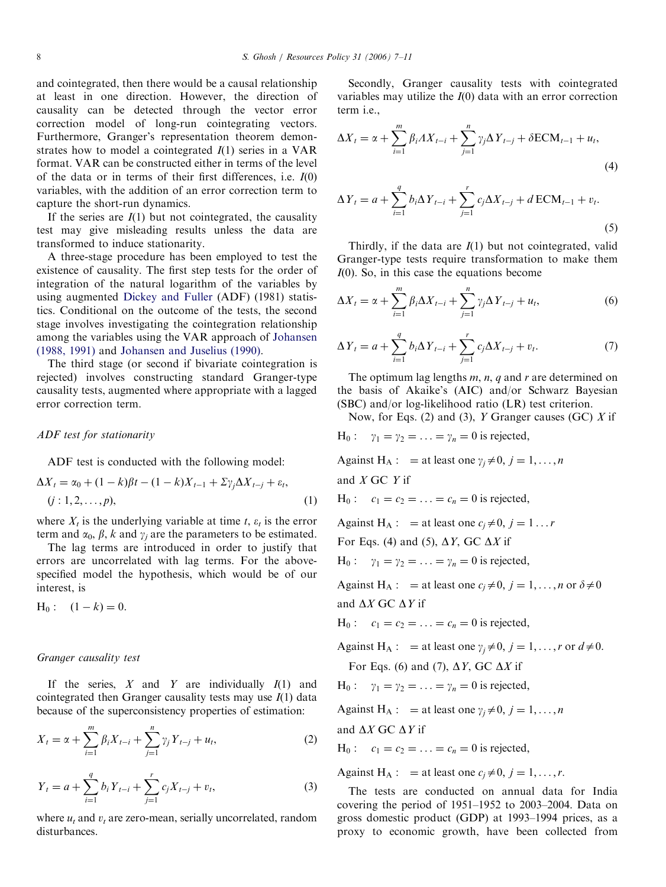and cointegrated, then there would be a causal relationship at least in one direction. However, the direction of causality can be detected through the vector error correction model of long-run cointegrating vectors. Furthermore, Granger's representation theorem demonstrates how to model a cointegrated $I(1)$ series in a VAR format. VAR can be constructed either in terms of the level of the data or in terms of their first differences, i.e. $I(0)$ variables, with the addition of an error correction term to capture the short-run dynamics.

If the series are $I(1)$ but not cointegrated, the causality test may give misleading results unless the data are transformed to induce stationarity.

A three-stage procedure has been employed to test the existence of causality. The first step tests for the order of integration of the natural logarithm of the variables by using augmented Dickey and Fuller (ADF) (1981) statistics. Conditional on the outcome of the tests, the second stage involves investigating the cointegration relationship among the variables using the VAR approach of Johansen (1988, 1991) and Johansen and Juselius (1990).

The third stage (or second if bivariate cointegration is rejected) involves constructing standard Granger-type causality tests, augmented where appropriate with a lagged error correction term.

### *ADF test for stationarity*

ADF test is conducted with the following model:

$$\Delta X_t = \alpha_0 + (1-k)\beta t - (1-k)X_{t-1} + \Sigma\gamma_j \Delta X_{t-j} + \varepsilon_t, \quad (j: 1, 2, \ldots, p), \tag{1}$$

where $X_t$ is the underlying variable at time $t$, $\varepsilon_t$ is the error term and $\alpha_0$, $\beta$, $k$ and $\gamma_j$ are the parameters to be estimated.

The lag terms are introduced in order to justify that errors are uncorrelated with lag terms. For the above-specified model the hypothesis, which would be of our interest, is

$\text{H}_0: \quad (1-k) = 0.$

### *Granger causality test*

If the series, $X$ and $Y$ are individually $I(1)$ and cointegrated then Granger causality tests may use $I(1)$ data because of the superconsistency properties of estimation:

$$X_t = \alpha + \sum_{i=1}^{m} \beta_i X_{t-i} + \sum_{j=1}^{n} \gamma_j Y_{t-j} + u_t, \tag{2}$$

$$Y_t = a + \sum_{i=1}^{q} b_i Y_{t-i} + \sum_{j=1}^{r} c_j X_{t-j} + v_t, \tag{3}$$

where $u_t$ and $v_t$ are zero-mean, serially uncorrelated, random disturbances.

Secondly, Granger causality tests with cointegrated variables may utilize the $I(0)$ data with an error correction term i.e.,

$$\Delta X_t = \alpha + \sum_{i=1}^{m} \beta_i \Delta X_{t-i} + \sum_{j=1}^{n} \gamma_j \Delta Y_{t-j} + \delta \text{ECM}_{t-1} + u_t, \tag{4}$$

$$\Delta Y_t = a + \sum_{i=1}^{q} b_i \Delta Y_{t-i} + \sum_{j=1}^{r} c_j \Delta X_{t-j} + d\,\text{ECM}_{t-1} + v_t. \tag{5}$$

Thirdly, if the data are $I(1)$ but not cointegrated, valid Granger-type tests require transformation to make them $I(0)$. So, in this case the equations become

$$\Delta X_t = \alpha + \sum_{i=1}^{m} \beta_i \Delta X_{t-i} + \sum_{j=1}^{n} \gamma_j \Delta Y_{t-j} + u_t, \tag{6}$$

$$\Delta Y_t = a + \sum_{i=1}^{q} b_i \Delta Y_{t-i} + \sum_{j=1}^{r} c_j \Delta X_{t-j} + v_t. \tag{7}$$

The optimum lag lengths $m$, $n$, $q$ and $r$ are determined on the basis of Akaike's (AIC) and/or Schwarz Bayesian (SBC) and/or log-likelihood ratio (LR) test criterion.

Now, for Eqs. (2) and (3), $Y$ Granger causes (GC) $X$ if

$\text{H}_0: \quad \gamma_1 = \gamma_2 = \ldots = \gamma_n = 0$ is rejected,

Against $\text{H}_\text{A}: \quad$ = at least one $\gamma_j \neq 0,\ j = 1, \ldots, n$

and $X$ GC $Y$ if

$\text{H}_0: \quad c_1 = c_2 = \ldots = c_n = 0$ is rejected,

Against $\text{H}_\text{A}: \quad$ = at least one $c_j \neq 0,\ j = 1 \ldots r$

For Eqs. (4) and (5), $\Delta Y$, GC $\Delta X$ if

$\text{H}_0: \quad \gamma_1 = \gamma_2 = \ldots = \gamma_n = 0$ is rejected,

Against $\text{H}_\text{A}: \quad$ = at least one $c_j \neq 0,\ j = 1, \ldots, n$ or $\delta \neq 0$

and $\Delta X$ GC $\Delta Y$ if

$\text{H}_0: \quad c_1 = c_2 = \ldots = c_n = 0$ is rejected,

Against $\text{H}_\text{A}: \quad$ = at least one $\gamma_j \neq 0,\ j = 1, \ldots, r$ or $d \neq 0$.

For Eqs. (6) and (7), $\Delta Y$, GC $\Delta X$ if

$\text{H}_0: \quad \gamma_1 = \gamma_2 = \ldots = \gamma_n = 0$ is rejected,

Against $\text{H}_\text{A}: \quad$ = at least one $\gamma_j \neq 0,\ j = 1, \ldots, n$

and $\Delta X$ GC $\Delta Y$ if

$\text{H}_0: \quad c_1 = c_2 = \ldots = c_n = 0$ is rejected,

Against $\text{H}_\text{A}: \quad$ = at least one $c_j \neq 0,\ j = 1, \ldots, r$.

The tests are conducted on annual data for India covering the period of 1951–1952 to 2003–2004. Data on gross domestic product (GDP) at 1993–1994 prices, as a proxy to economic growth, have been collected from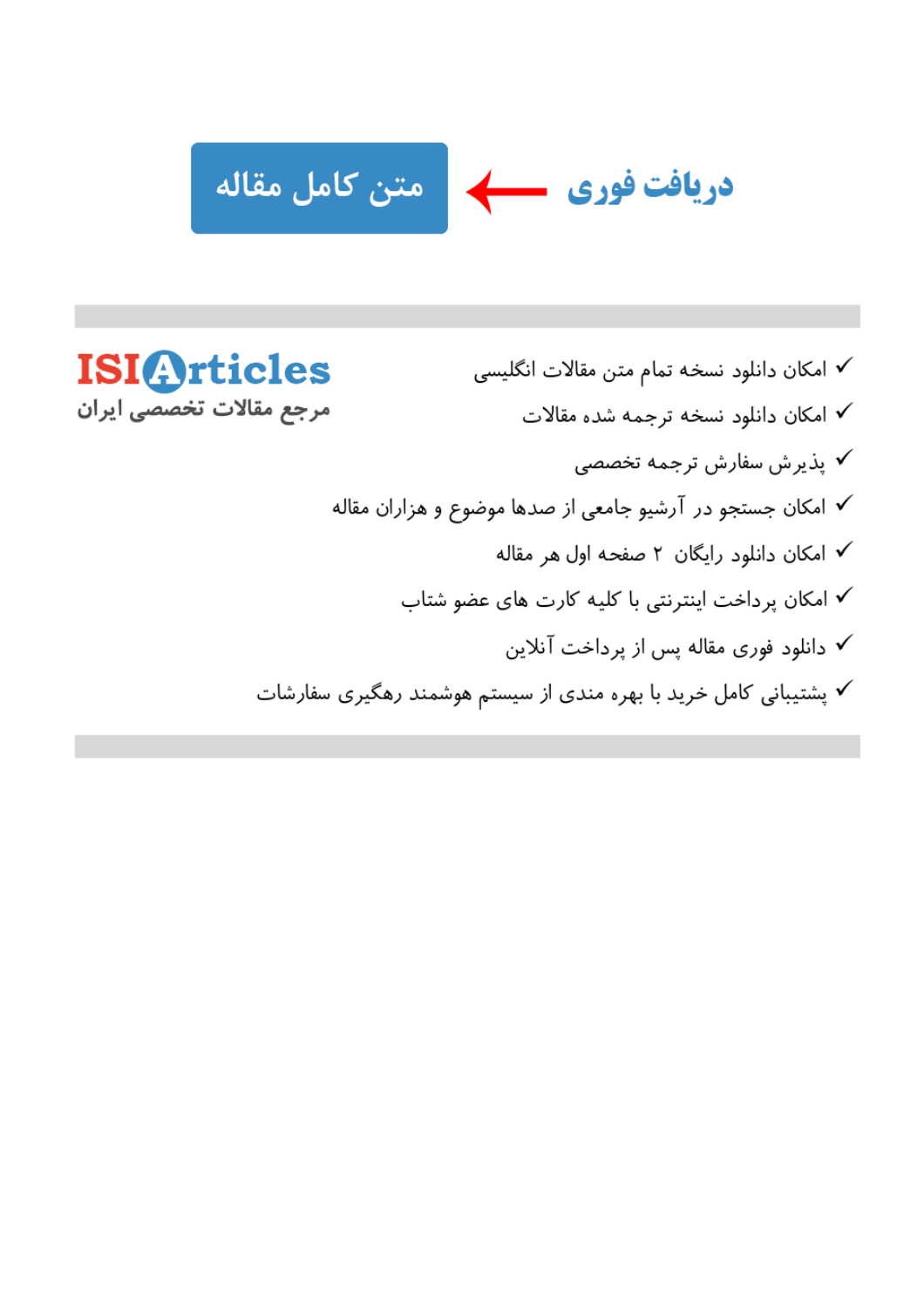دریافت فوری ← متن کامل مقاله

**ISIArticles**
مرجع مقالات تخصصی ایران

- ✓ امکان دانلود نسخه تمام متن مقالات انگلیسی
- ✓ امکان دانلود نسخه ترجمه شده مقالات
- ✓ پذیرش سفارش ترجمه تخصصی
- ✓ امکان جستجو در آرشیو جامعی از صدها موضوع و هزاران مقاله
- ✓ امکان دانلود رایگان ۲ صفحه اول هر مقاله
- ✓ امکان پرداخت اینترنتی با کلیه کارت های عضو شتاب
- ✓ دانلود فوری مقاله پس از پرداخت آنلاین
- ✓ پشتیبانی کامل خرید با بهره مندی از سیستم هوشمند رهگیری سفارشات